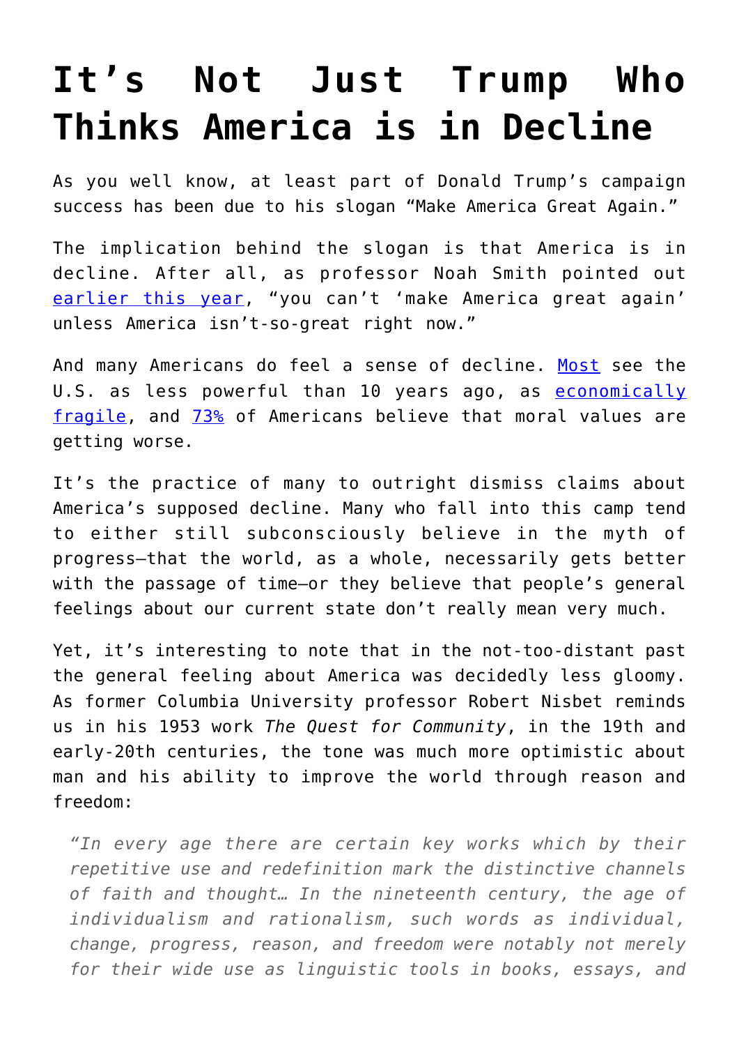# It's Not Just Trump Who Thinks America is in Decline

As you well know, at least part of Donald Trump's campaign success has been due to his slogan "Make America Great Again."

The implication behind the slogan is that America is in decline. After all, as professor Noah Smith pointed out earlier this year, "you can't 'make America great again' unless America isn't-so-great right now."

And many Americans do feel a sense of decline. Most see the U.S. as less powerful than 10 years ago, as economically fragile, and 73% of Americans believe that moral values are getting worse.

It's the practice of many to outright dismiss claims about America's supposed decline. Many who fall into this camp tend to either still subconsciously believe in the myth of progress—that the world, as a whole, necessarily gets better with the passage of time—or they believe that people's general feelings about our current state don't really mean very much.

Yet, it's interesting to note that in the not-too-distant past the general feeling about America was decidedly less gloomy. As former Columbia University professor Robert Nisbet reminds us in his 1953 work *The Quest for Community*, in the 19th and early-20th centuries, the tone was much more optimistic about man and his ability to improve the world through reason and freedom:

> *"In every age there are certain key works which by their repetitive use and redefinition mark the distinctive channels of faith and thought… In the nineteenth century, the age of individualism and rationalism, such words as individual, change, progress, reason, and freedom were notably not merely for their wide use as linguistic tools in books, essays, and*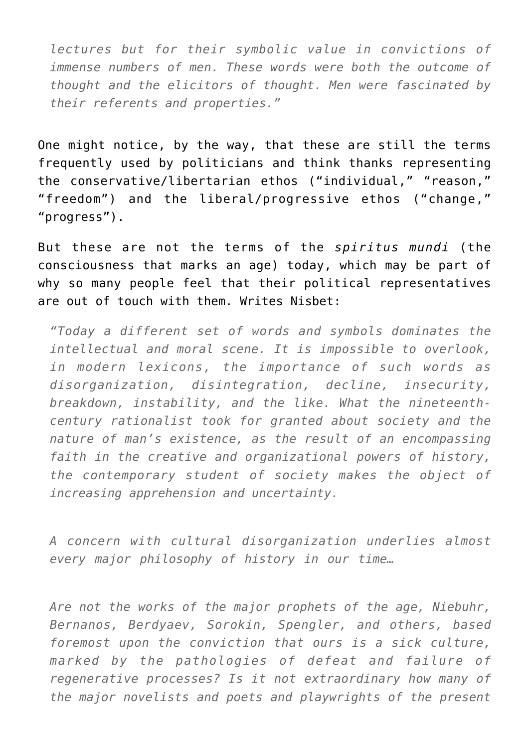> *lectures but for their symbolic value in convictions of immense numbers of men. These words were both the outcome of thought and the elicitors of thought. Men were fascinated by their referents and properties.”*

One might notice, by the way, that these are still the terms frequently used by politicians and think thanks representing the conservative/libertarian ethos (“individual,” “reason,” “freedom”) and the liberal/progressive ethos (“change,” “progress”).

But these are not the terms of the *spiritus mundi* (the consciousness that marks an age) today, which may be part of why so many people feel that their political representatives are out of touch with them. Writes Nisbet:

> *“Today a different set of words and symbols dominates the intellectual and moral scene. It is impossible to overlook, in modern lexicons, the importance of such words as disorganization, disintegration, decline, insecurity, breakdown, instability, and the like. What the nineteenth-century rationalist took for granted about society and the nature of man’s existence, as the result of an encompassing faith in the creative and organizational powers of history, the contemporary student of society makes the object of increasing apprehension and uncertainty.*
>
> *A concern with cultural disorganization underlies almost every major philosophy of history in our time…*
>
> *Are not the works of the major prophets of the age, Niebuhr, Bernanos, Berdyaev, Sorokin, Spengler, and others, based foremost upon the conviction that ours is a sick culture, marked by the pathologies of defeat and failure of regenerative processes? Is it not extraordinary how many of the major novelists and poets and playwrights of the present*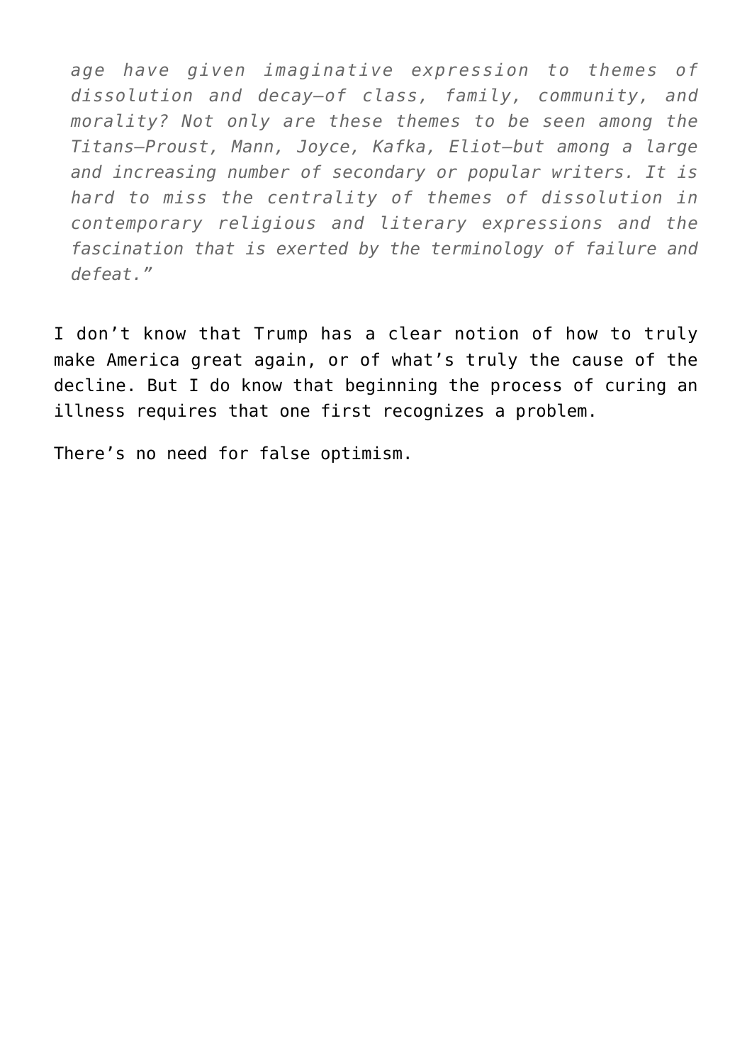> *age have given imaginative expression to themes of dissolution and decay—of class, family, community, and morality? Not only are these themes to be seen among the Titans—Proust, Mann, Joyce, Kafka, Eliot—but among a large and increasing number of secondary or popular writers. It is hard to miss the centrality of themes of dissolution in contemporary religious and literary expressions and the fascination that is exerted by the terminology of failure and defeat.”*

I don’t know that Trump has a clear notion of how to truly make America great again, or of what’s truly the cause of the decline. But I do know that beginning the process of curing an illness requires that one first recognizes a problem.

There’s no need for false optimism.